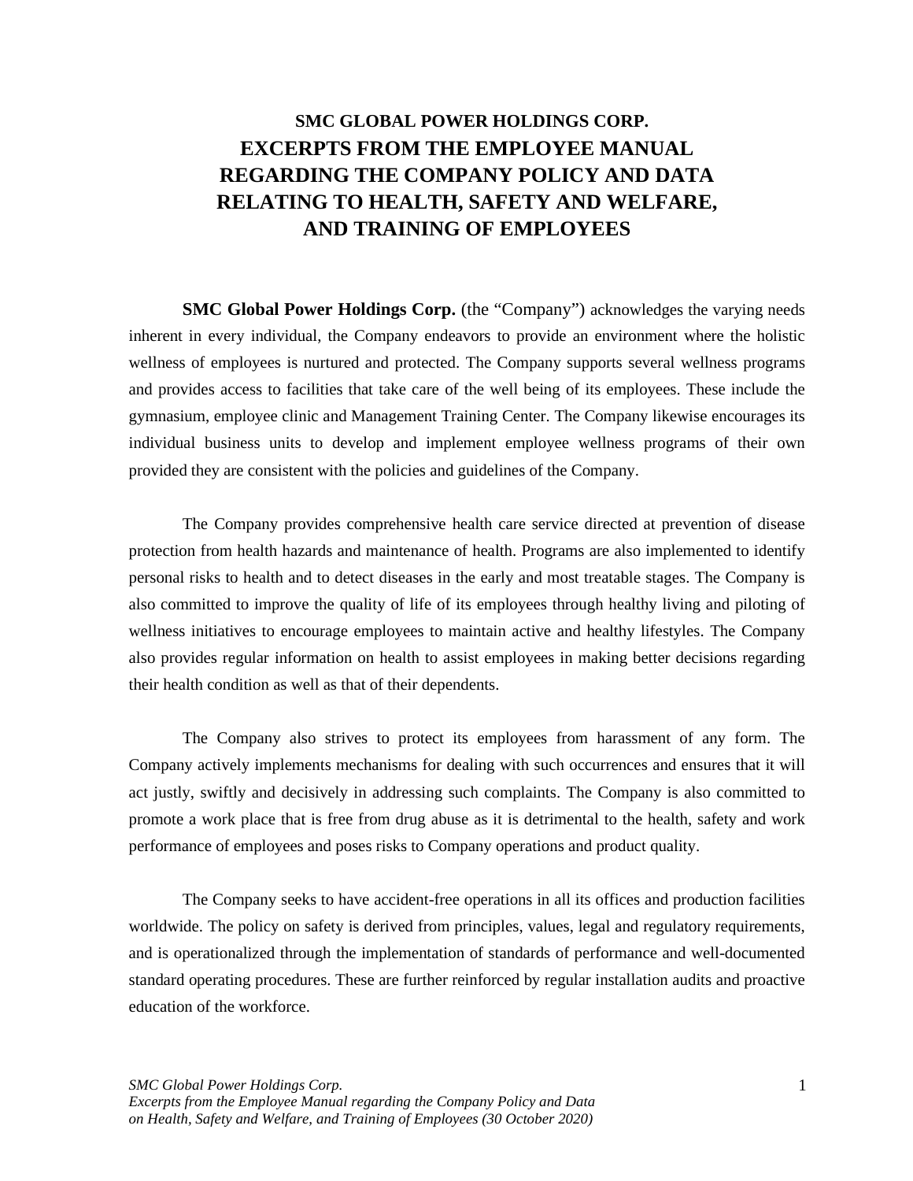# SMC GLOBAL POWER HOLDINGS CORP.
# EXCERPTS FROM THE EMPLOYEE MANUAL REGARDING THE COMPANY POLICY AND DATA RELATING TO HEALTH, SAFETY AND WELFARE, AND TRAINING OF EMPLOYEES

**SMC Global Power Holdings Corp.** (the "Company") acknowledges the varying needs inherent in every individual, the Company endeavors to provide an environment where the holistic wellness of employees is nurtured and protected. The Company supports several wellness programs and provides access to facilities that take care of the well being of its employees. These include the gymnasium, employee clinic and Management Training Center. The Company likewise encourages its individual business units to develop and implement employee wellness programs of their own provided they are consistent with the policies and guidelines of the Company.

The Company provides comprehensive health care service directed at prevention of disease protection from health hazards and maintenance of health. Programs are also implemented to identify personal risks to health and to detect diseases in the early and most treatable stages. The Company is also committed to improve the quality of life of its employees through healthy living and piloting of wellness initiatives to encourage employees to maintain active and healthy lifestyles. The Company also provides regular information on health to assist employees in making better decisions regarding their health condition as well as that of their dependents.

The Company also strives to protect its employees from harassment of any form. The Company actively implements mechanisms for dealing with such occurrences and ensures that it will act justly, swiftly and decisively in addressing such complaints. The Company is also committed to promote a work place that is free from drug abuse as it is detrimental to the health, safety and work performance of employees and poses risks to Company operations and product quality.

The Company seeks to have accident-free operations in all its offices and production facilities worldwide. The policy on safety is derived from principles, values, legal and regulatory requirements, and is operationalized through the implementation of standards of performance and well-documented standard operating procedures. These are further reinforced by regular installation audits and proactive education of the workforce.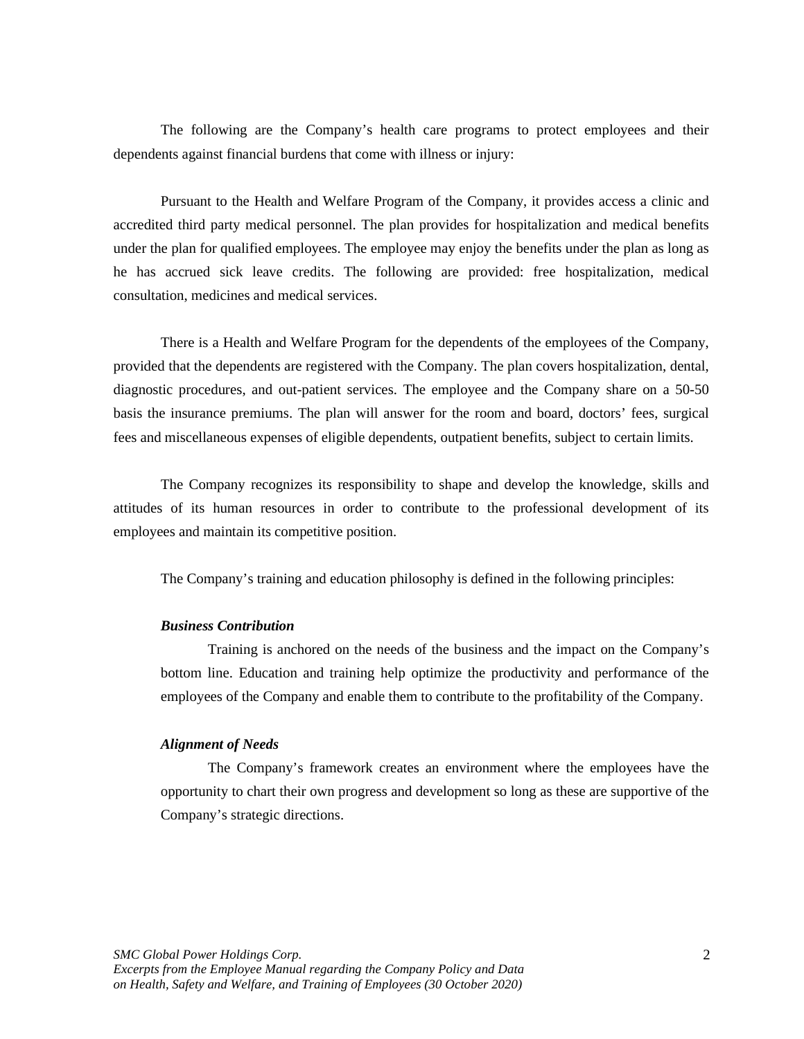The following are the Company's health care programs to protect employees and their dependents against financial burdens that come with illness or injury:

Pursuant to the Health and Welfare Program of the Company, it provides access a clinic and accredited third party medical personnel. The plan provides for hospitalization and medical benefits under the plan for qualified employees. The employee may enjoy the benefits under the plan as long as he has accrued sick leave credits. The following are provided: free hospitalization, medical consultation, medicines and medical services.

There is a Health and Welfare Program for the dependents of the employees of the Company, provided that the dependents are registered with the Company. The plan covers hospitalization, dental, diagnostic procedures, and out-patient services. The employee and the Company share on a 50-50 basis the insurance premiums. The plan will answer for the room and board, doctors' fees, surgical fees and miscellaneous expenses of eligible dependents, outpatient benefits, subject to certain limits.

The Company recognizes its responsibility to shape and develop the knowledge, skills and attitudes of its human resources in order to contribute to the professional development of its employees and maintain its competitive position.

The Company's training and education philosophy is defined in the following principles:

***Business Contribution***

Training is anchored on the needs of the business and the impact on the Company's bottom line. Education and training help optimize the productivity and performance of the employees of the Company and enable them to contribute to the profitability of the Company.

***Alignment of Needs***

The Company's framework creates an environment where the employees have the opportunity to chart their own progress and development so long as these are supportive of the Company's strategic directions.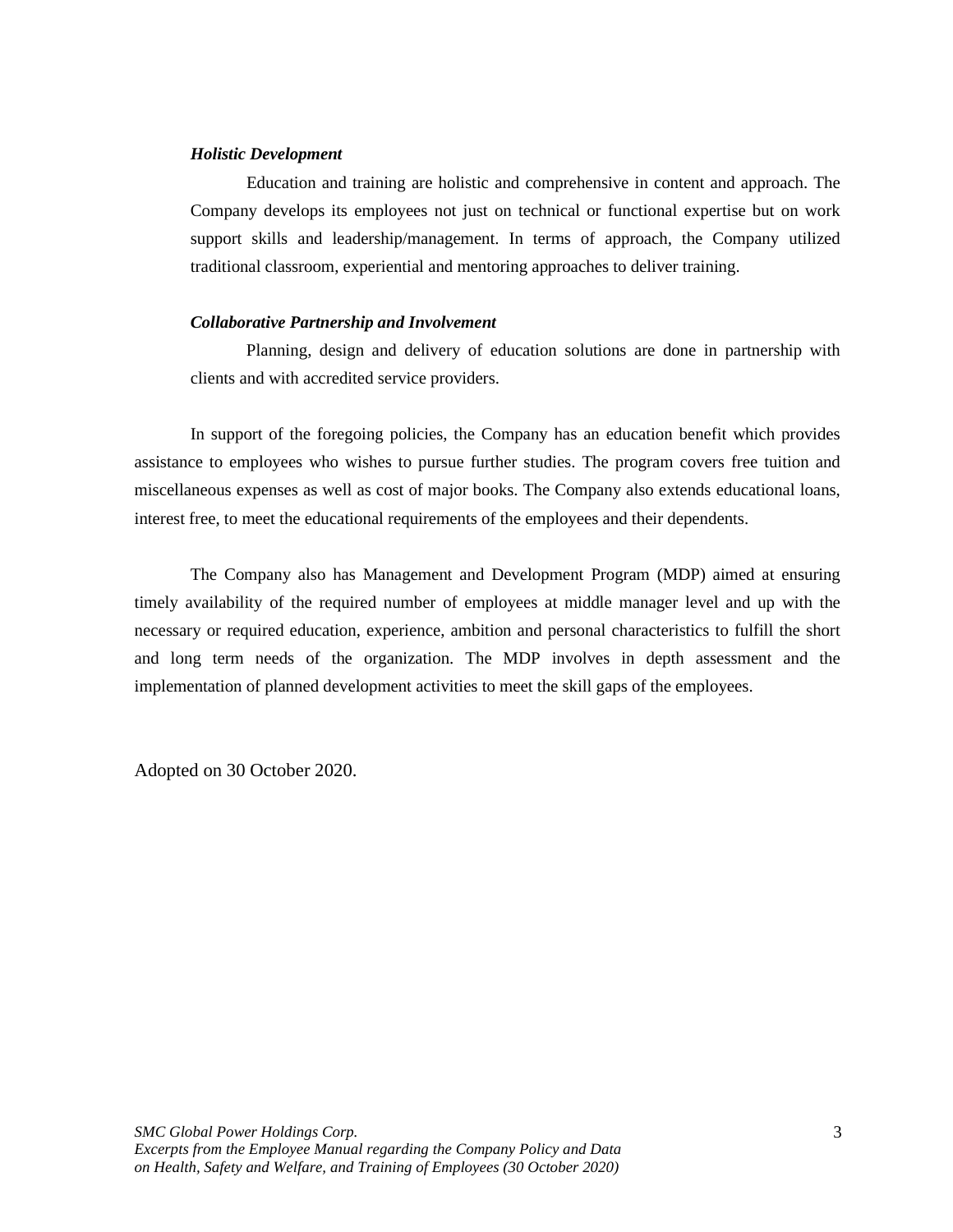***Holistic Development***

Education and training are holistic and comprehensive in content and approach. The Company develops its employees not just on technical or functional expertise but on work support skills and leadership/management. In terms of approach, the Company utilized traditional classroom, experiential and mentoring approaches to deliver training.

***Collaborative Partnership and Involvement***

Planning, design and delivery of education solutions are done in partnership with clients and with accredited service providers.

In support of the foregoing policies, the Company has an education benefit which provides assistance to employees who wishes to pursue further studies. The program covers free tuition and miscellaneous expenses as well as cost of major books. The Company also extends educational loans, interest free, to meet the educational requirements of the employees and their dependents.

The Company also has Management and Development Program (MDP) aimed at ensuring timely availability of the required number of employees at middle manager level and up with the necessary or required education, experience, ambition and personal characteristics to fulfill the short and long term needs of the organization. The MDP involves in depth assessment and the implementation of planned development activities to meet the skill gaps of the employees.

Adopted on 30 October 2020.